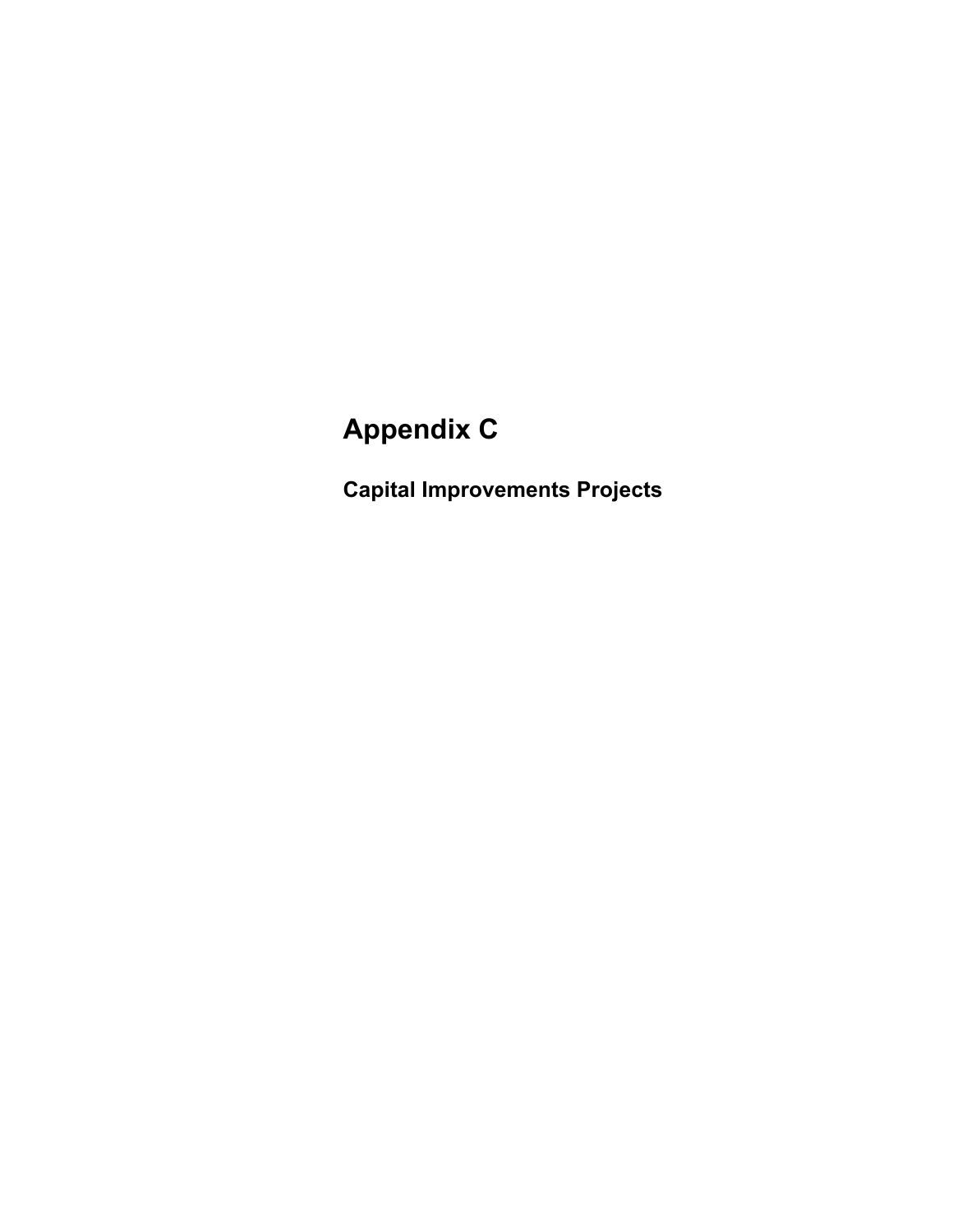# Appendix C

## Capital Improvements Projects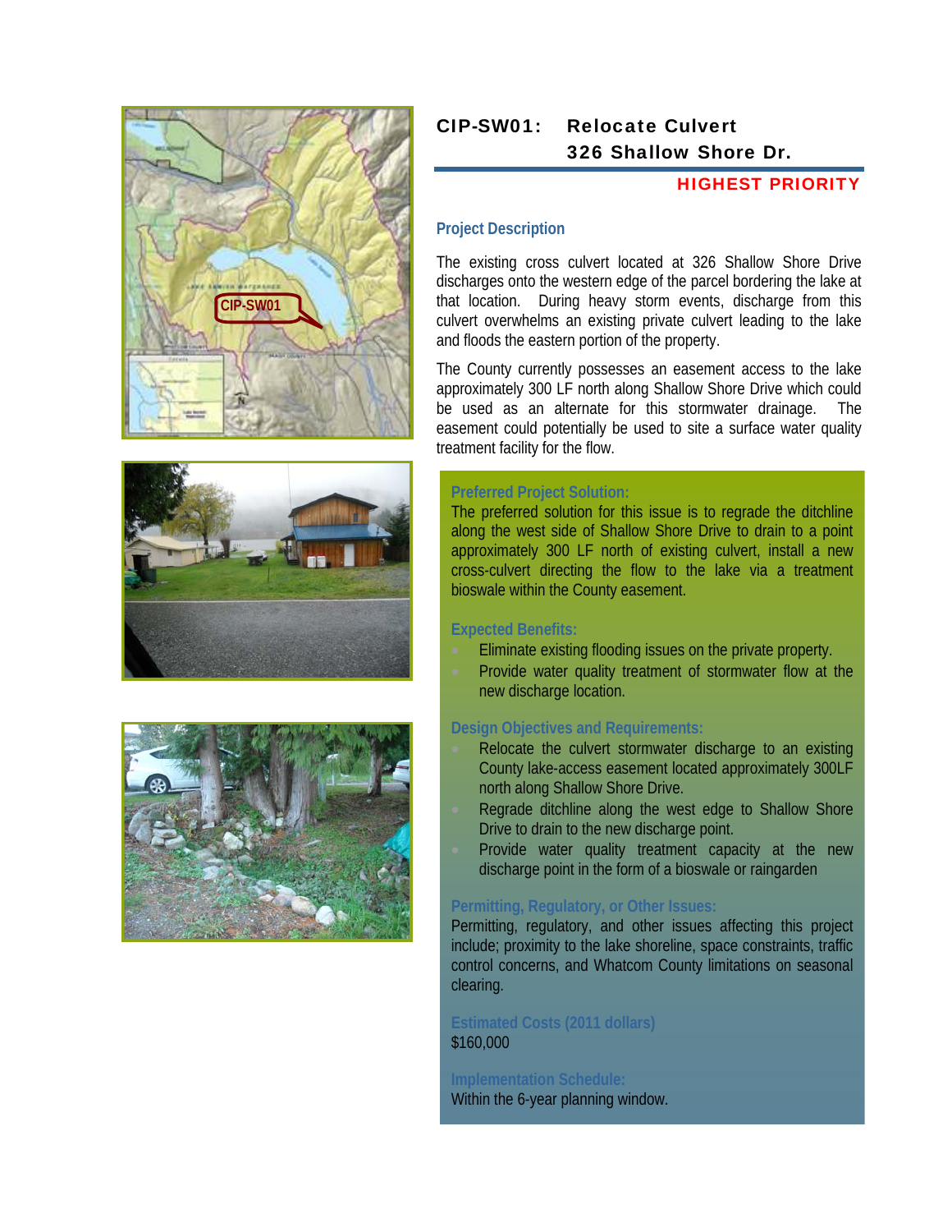# CIP-SW01: Relocate Culvert 326 Shallow Shore Dr.

**HIGHEST PRIORITY**

## Project Description

The existing cross culvert located at 326 Shallow Shore Drive discharges onto the western edge of the parcel bordering the lake at that location. During heavy storm events, discharge from this culvert overwhelms an existing private culvert leading to the lake and floods the eastern portion of the property.

The County currently possesses an easement access to the lake approximately 300 LF north along Shallow Shore Drive which could be used as an alternate for this stormwater drainage. The easement could potentially be used to site a surface water quality treatment facility for the flow.

### Preferred Project Solution:

The preferred solution for this issue is to regrade the ditchline along the west side of Shallow Shore Drive to drain to a point approximately 300 LF north of existing culvert, install a new cross-culvert directing the flow to the lake via a treatment bioswale within the County easement.

### Expected Benefits:

- Eliminate existing flooding issues on the private property.
- Provide water quality treatment of stormwater flow at the new discharge location.

### Design Objectives and Requirements:

- Relocate the culvert stormwater discharge to an existing County lake-access easement located approximately 300LF north along Shallow Shore Drive.
- Regrade ditchline along the west edge to Shallow Shore Drive to drain to the new discharge point.
- Provide water quality treatment capacity at the new discharge point in the form of a bioswale or raingarden

### Permitting, Regulatory, or Other Issues:

Permitting, regulatory, and other issues affecting this project include; proximity to the lake shoreline, space constraints, traffic control concerns, and Whatcom County limitations on seasonal clearing.

### Estimated Costs (2011 dollars)

$160,000

### Implementation Schedule:

Within the 6-year planning window.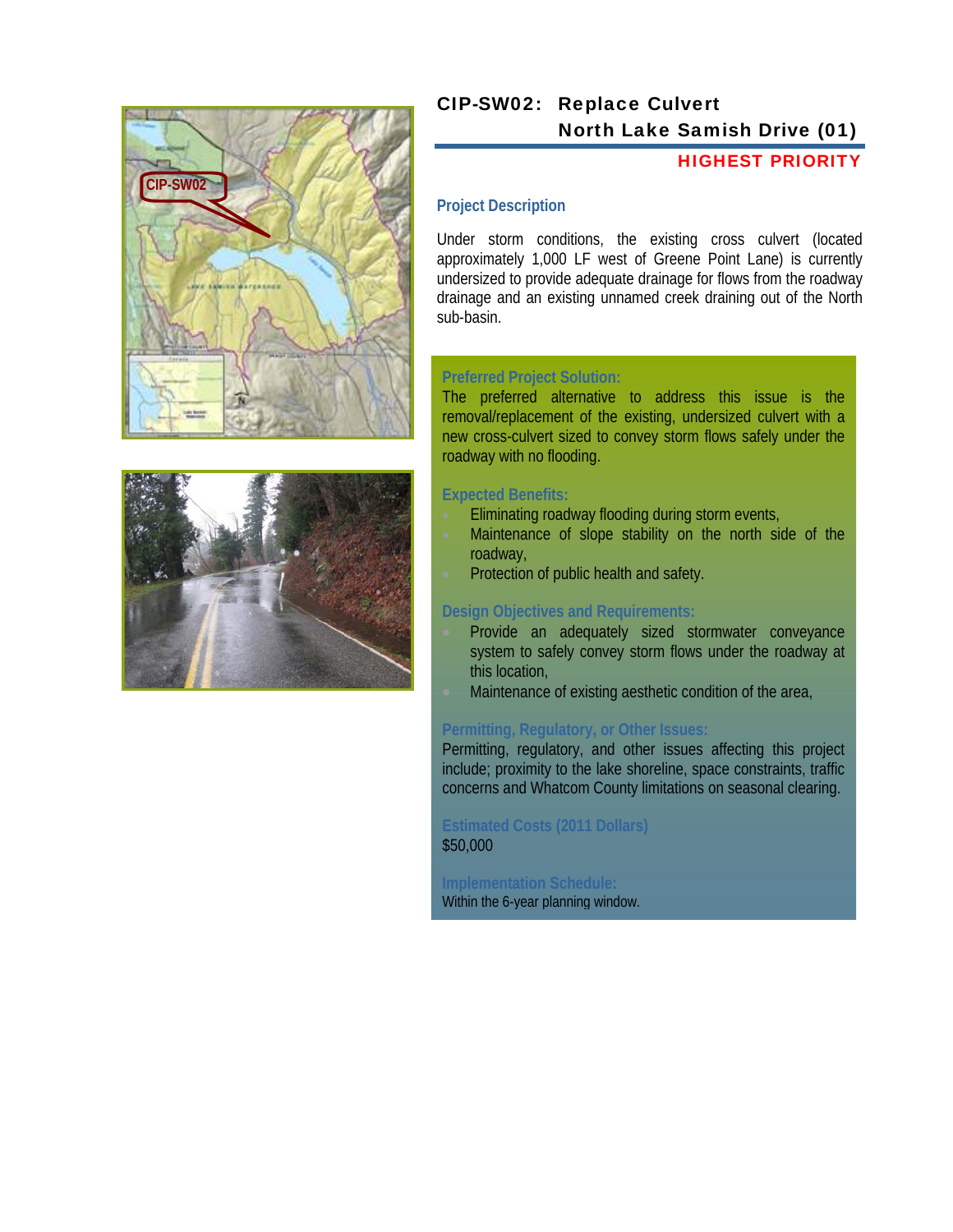## CIP-SW02: Replace Culvert North Lake Samish Drive (01)

**HIGHEST PRIORITY**

### Project Description

Under storm conditions, the existing cross culvert (located approximately 1,000 LF west of Greene Point Lane) is currently undersized to provide adequate drainage for flows from the roadway drainage and an existing unnamed creek draining out of the North sub-basin.

### Preferred Project Solution:

The preferred alternative to address this issue is the removal/replacement of the existing, undersized culvert with a new cross-culvert sized to convey storm flows safely under the roadway with no flooding.

### Expected Benefits:

- Eliminating roadway flooding during storm events,
- Maintenance of slope stability on the north side of the roadway,
- Protection of public health and safety.

### Design Objectives and Requirements:

- Provide an adequately sized stormwater conveyance system to safely convey storm flows under the roadway at this location,
- Maintenance of existing aesthetic condition of the area,

### Permitting, Regulatory, or Other Issues:

Permitting, regulatory, and other issues affecting this project include; proximity to the lake shoreline, space constraints, traffic concerns and Whatcom County limitations on seasonal clearing.

### Estimated Costs (2011 Dollars)

$50,000

### Implementation Schedule:

Within the 6-year planning window.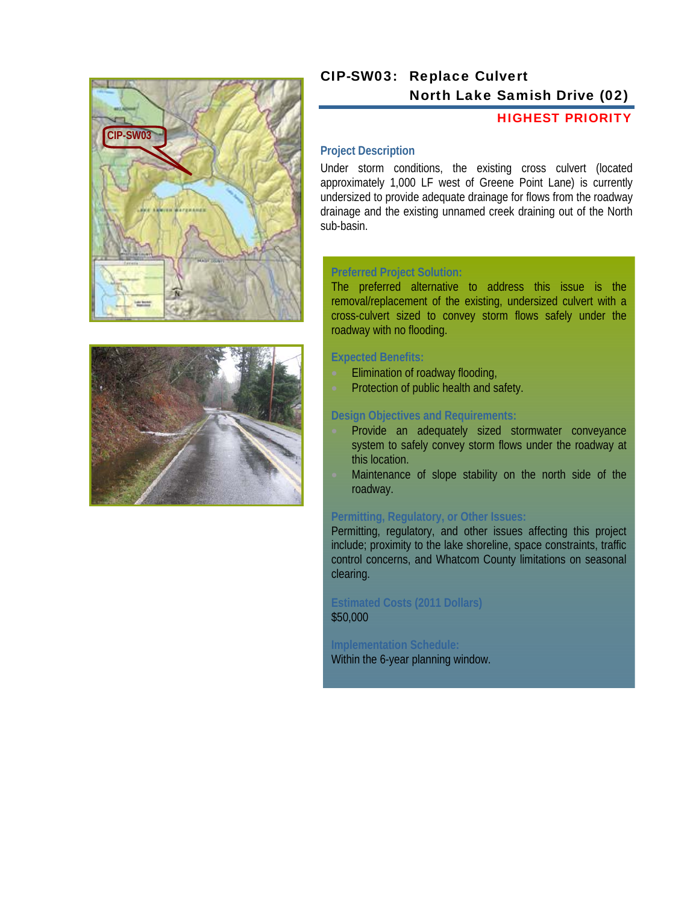# CIP-SW03: Replace Culvert North Lake Samish Drive (02)

**HIGHEST PRIORITY**

### Project Description

Under storm conditions, the existing cross culvert (located approximately 1,000 LF west of Greene Point Lane) is currently undersized to provide adequate drainage for flows from the roadway drainage and the existing unnamed creek draining out of the North sub-basin.

### Preferred Project Solution:

The preferred alternative to address this issue is the removal/replacement of the existing, undersized culvert with a cross-culvert sized to convey storm flows safely under the roadway with no flooding.

### Expected Benefits:

- Elimination of roadway flooding,
- Protection of public health and safety.

### Design Objectives and Requirements:

- Provide an adequately sized stormwater conveyance system to safely convey storm flows under the roadway at this location.
- Maintenance of slope stability on the north side of the roadway.

### Permitting, Regulatory, or Other Issues:

Permitting, regulatory, and other issues affecting this project include; proximity to the lake shoreline, space constraints, traffic control concerns, and Whatcom County limitations on seasonal clearing.

### Estimated Costs (2011 Dollars)

$50,000

### Implementation Schedule:

Within the 6-year planning window.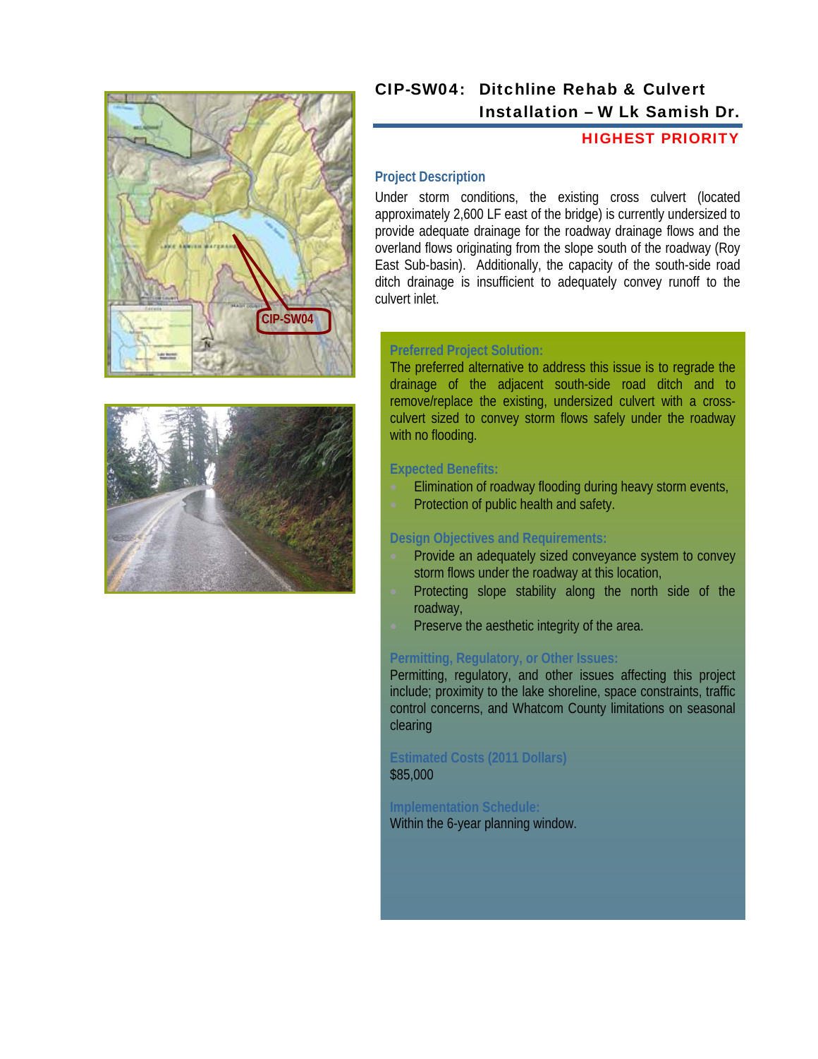# CIP-SW04: Ditchline Rehab & Culvert Installation – W Lk Samish Dr.

**HIGHEST PRIORITY**

### Project Description

Under storm conditions, the existing cross culvert (located approximately 2,600 LF east of the bridge) is currently undersized to provide adequate drainage for the roadway drainage flows and the overland flows originating from the slope south of the roadway (Roy East Sub-basin). Additionally, the capacity of the south-side road ditch drainage is insufficient to adequately convey runoff to the culvert inlet.

### Preferred Project Solution:

The preferred alternative to address this issue is to regrade the drainage of the adjacent south-side road ditch and to remove/replace the existing, undersized culvert with a cross-culvert sized to convey storm flows safely under the roadway with no flooding.

### Expected Benefits:

- Elimination of roadway flooding during heavy storm events,
- Protection of public health and safety.

### Design Objectives and Requirements:

- Provide an adequately sized conveyance system to convey storm flows under the roadway at this location,
- Protecting slope stability along the north side of the roadway,
- Preserve the aesthetic integrity of the area.

### Permitting, Regulatory, or Other Issues:

Permitting, regulatory, and other issues affecting this project include; proximity to the lake shoreline, space constraints, traffic control concerns, and Whatcom County limitations on seasonal clearing

### Estimated Costs (2011 Dollars)

$85,000

### Implementation Schedule:

Within the 6-year planning window.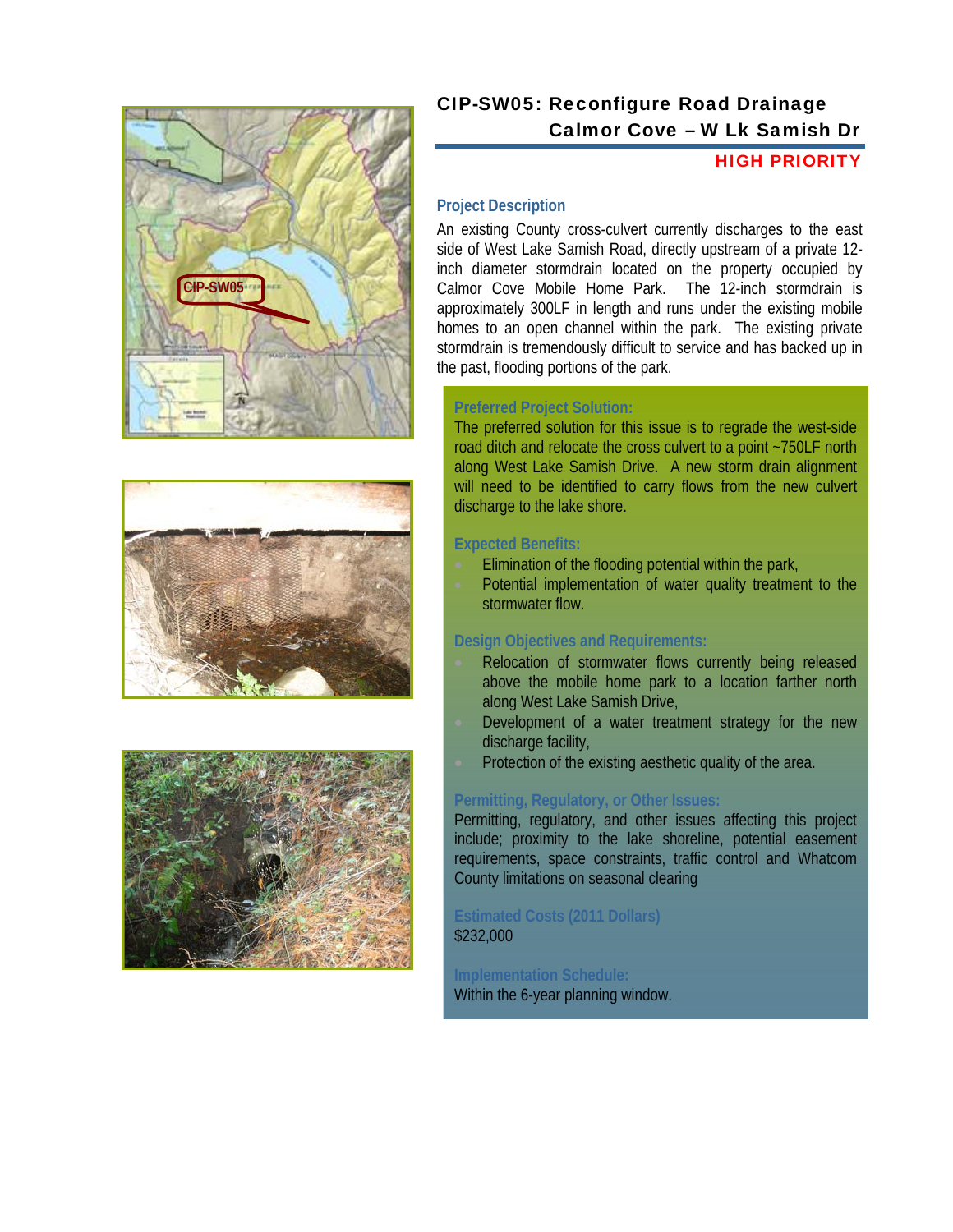# CIP-SW05: Reconfigure Road Drainage
## Calmor Cove – W Lk Samish Dr

**HIGH PRIORITY**

### Project Description

An existing County cross-culvert currently discharges to the east side of West Lake Samish Road, directly upstream of a private 12-inch diameter stormdrain located on the property occupied by Calmor Cove Mobile Home Park. The 12-inch stormdrain is approximately 300LF in length and runs under the existing mobile homes to an open channel within the park. The existing private stormdrain is tremendously difficult to service and has backed up in the past, flooding portions of the park.

### Preferred Project Solution:

The preferred solution for this issue is to regrade the west-side road ditch and relocate the cross culvert to a point ~750LF north along West Lake Samish Drive. A new storm drain alignment will need to be identified to carry flows from the new culvert discharge to the lake shore.

### Expected Benefits:

- Elimination of the flooding potential within the park,
- Potential implementation of water quality treatment to the stormwater flow.

### Design Objectives and Requirements:

- Relocation of stormwater flows currently being released above the mobile home park to a location farther north along West Lake Samish Drive,
- Development of a water treatment strategy for the new discharge facility,
- Protection of the existing aesthetic quality of the area.

### Permitting, Regulatory, or Other Issues:

Permitting, regulatory, and other issues affecting this project include; proximity to the lake shoreline, potential easement requirements, space constraints, traffic control and Whatcom County limitations on seasonal clearing

### Estimated Costs (2011 Dollars)

$232,000

### Implementation Schedule:

Within the 6-year planning window.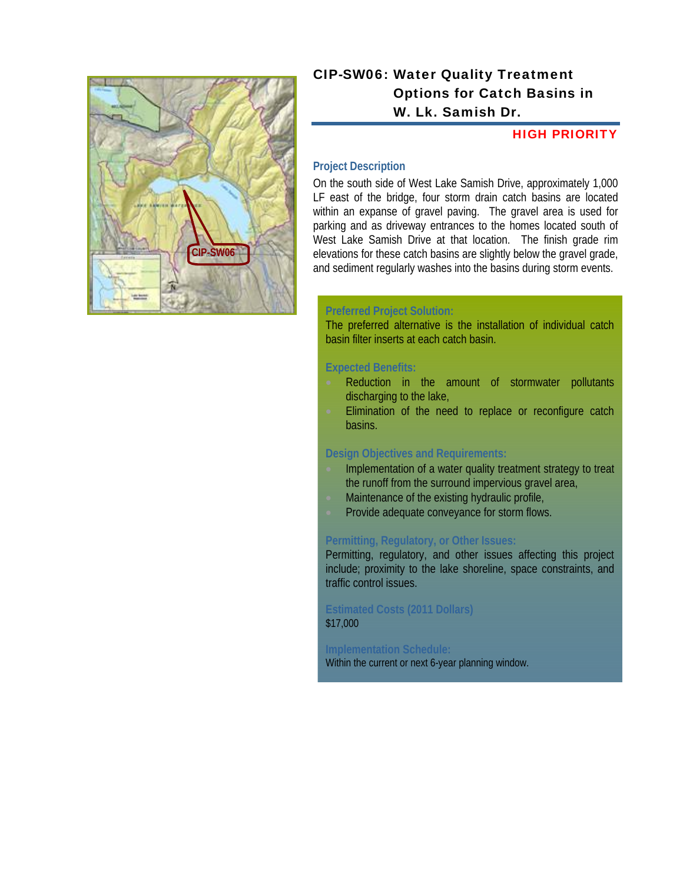# CIP-SW06: Water Quality Treatment Options for Catch Basins in W. Lk. Samish Dr.

**HIGH PRIORITY**

### Project Description

On the south side of West Lake Samish Drive, approximately 1,000 LF east of the bridge, four storm drain catch basins are located within an expanse of gravel paving. The gravel area is used for parking and as driveway entrances to the homes located south of West Lake Samish Drive at that location. The finish grade rim elevations for these catch basins are slightly below the gravel grade, and sediment regularly washes into the basins during storm events.

### Preferred Project Solution:

The preferred alternative is the installation of individual catch basin filter inserts at each catch basin.

### Expected Benefits:

- Reduction in the amount of stormwater pollutants discharging to the lake,
- Elimination of the need to replace or reconfigure catch basins.

### Design Objectives and Requirements:

- Implementation of a water quality treatment strategy to treat the runoff from the surround impervious gravel area,
- Maintenance of the existing hydraulic profile,
- Provide adequate conveyance for storm flows.

### Permitting, Regulatory, or Other Issues:

Permitting, regulatory, and other issues affecting this project include; proximity to the lake shoreline, space constraints, and traffic control issues.

### Estimated Costs (2011 Dollars)

$17,000

### Implementation Schedule:

Within the current or next 6-year planning window.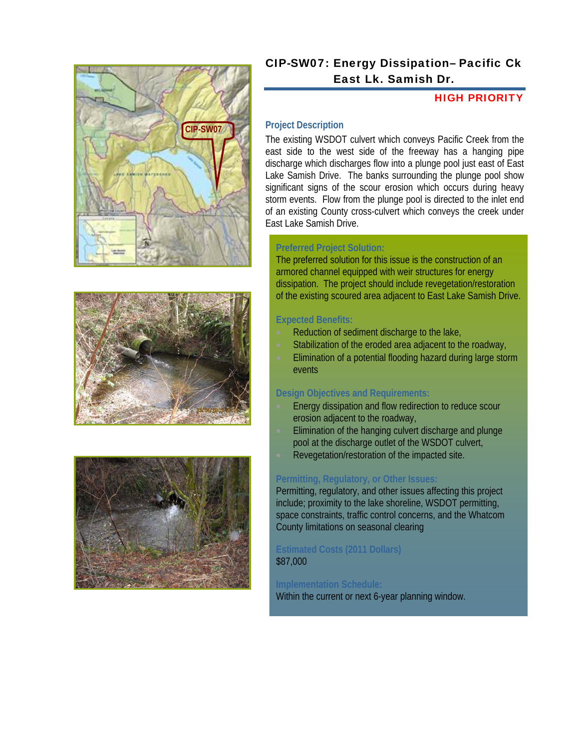# CIP-SW07: Energy Dissipation– Pacific Ck East Lk. Samish Dr.

**HIGH PRIORITY**

## Project Description

The existing WSDOT culvert which conveys Pacific Creek from the east side to the west side of the freeway has a hanging pipe discharge which discharges flow into a plunge pool just east of East Lake Samish Drive. The banks surrounding the plunge pool show significant signs of the scour erosion which occurs during heavy storm events. Flow from the plunge pool is directed to the inlet end of an existing County cross-culvert which conveys the creek under East Lake Samish Drive.

### Preferred Project Solution:

The preferred solution for this issue is the construction of an armored channel equipped with weir structures for energy dissipation. The project should include revegetation/restoration of the existing scoured area adjacent to East Lake Samish Drive.

### Expected Benefits:

- Reduction of sediment discharge to the lake,
- Stabilization of the eroded area adjacent to the roadway,
- Elimination of a potential flooding hazard during large storm events

### Design Objectives and Requirements:

- Energy dissipation and flow redirection to reduce scour erosion adjacent to the roadway,
- Elimination of the hanging culvert discharge and plunge pool at the discharge outlet of the WSDOT culvert,
- Revegetation/restoration of the impacted site.

### Permitting, Regulatory, or Other Issues:

Permitting, regulatory, and other issues affecting this project include; proximity to the lake shoreline, WSDOT permitting, space constraints, traffic control concerns, and the Whatcom County limitations on seasonal clearing

### Estimated Costs (2011 Dollars)

$87,000

### Implementation Schedule:

Within the current or next 6-year planning window.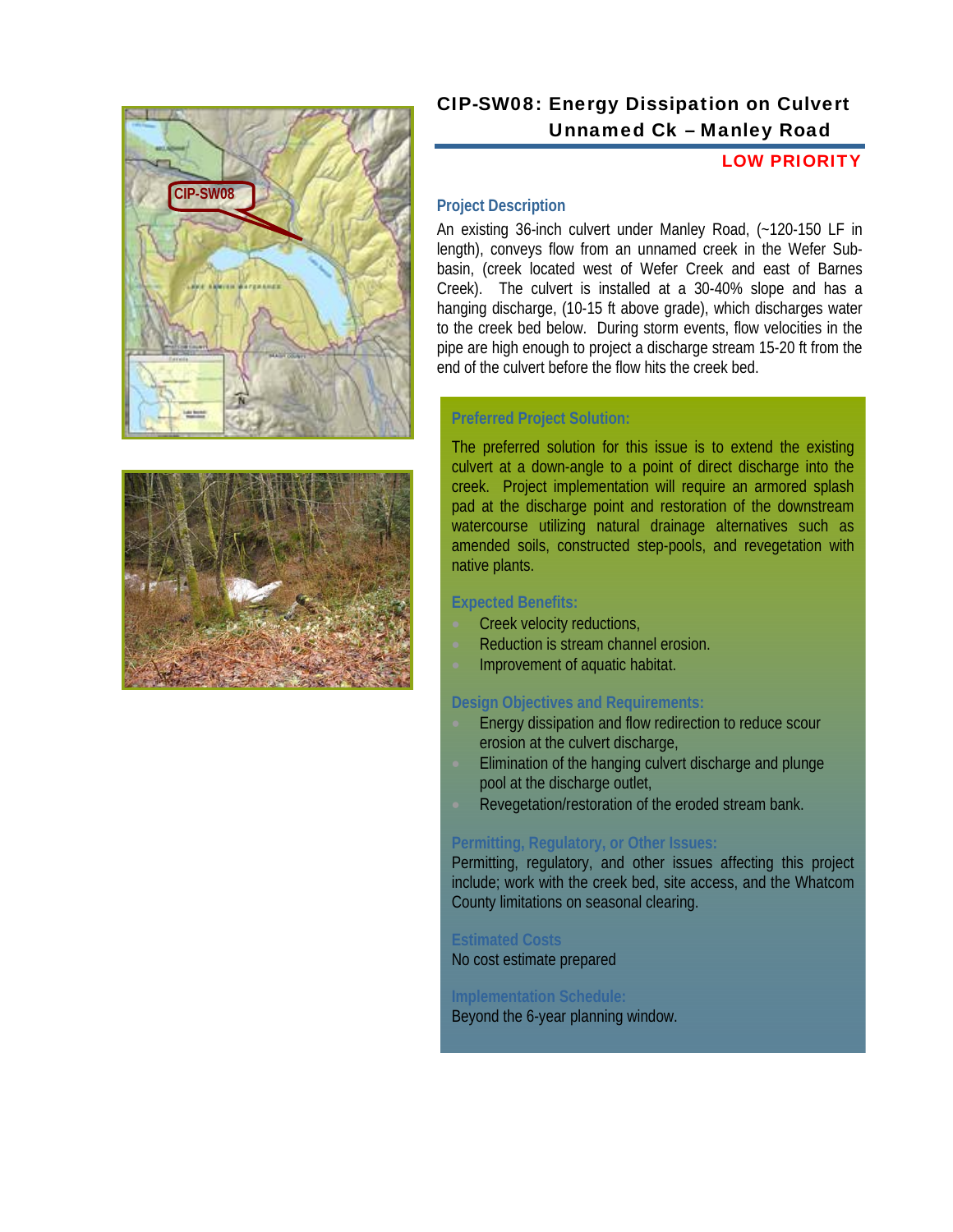# CIP-SW08: Energy Dissipation on Culvert Unnamed Ck – Manley Road

**LOW PRIORITY**

### Project Description

An existing 36-inch culvert under Manley Road, (~120-150 LF in length), conveys flow from an unnamed creek in the Wefer Sub-basin, (creek located west of Wefer Creek and east of Barnes Creek). The culvert is installed at a 30-40% slope and has a hanging discharge, (10-15 ft above grade), which discharges water to the creek bed below. During storm events, flow velocities in the pipe are high enough to project a discharge stream 15-20 ft from the end of the culvert before the flow hits the creek bed.

### Preferred Project Solution:

The preferred solution for this issue is to extend the existing culvert at a down-angle to a point of direct discharge into the creek. Project implementation will require an armored splash pad at the discharge point and restoration of the downstream watercourse utilizing natural drainage alternatives such as amended soils, constructed step-pools, and revegetation with native plants.

### Expected Benefits:

- Creek velocity reductions,
- Reduction is stream channel erosion.
- Improvement of aquatic habitat.

### Design Objectives and Requirements:

- Energy dissipation and flow redirection to reduce scour erosion at the culvert discharge,
- Elimination of the hanging culvert discharge and plunge pool at the discharge outlet,
- Revegetation/restoration of the eroded stream bank.

### Permitting, Regulatory, or Other Issues:

Permitting, regulatory, and other issues affecting this project include; work with the creek bed, site access, and the Whatcom County limitations on seasonal clearing.

### Estimated Costs

No cost estimate prepared

### Implementation Schedule:

Beyond the 6-year planning window.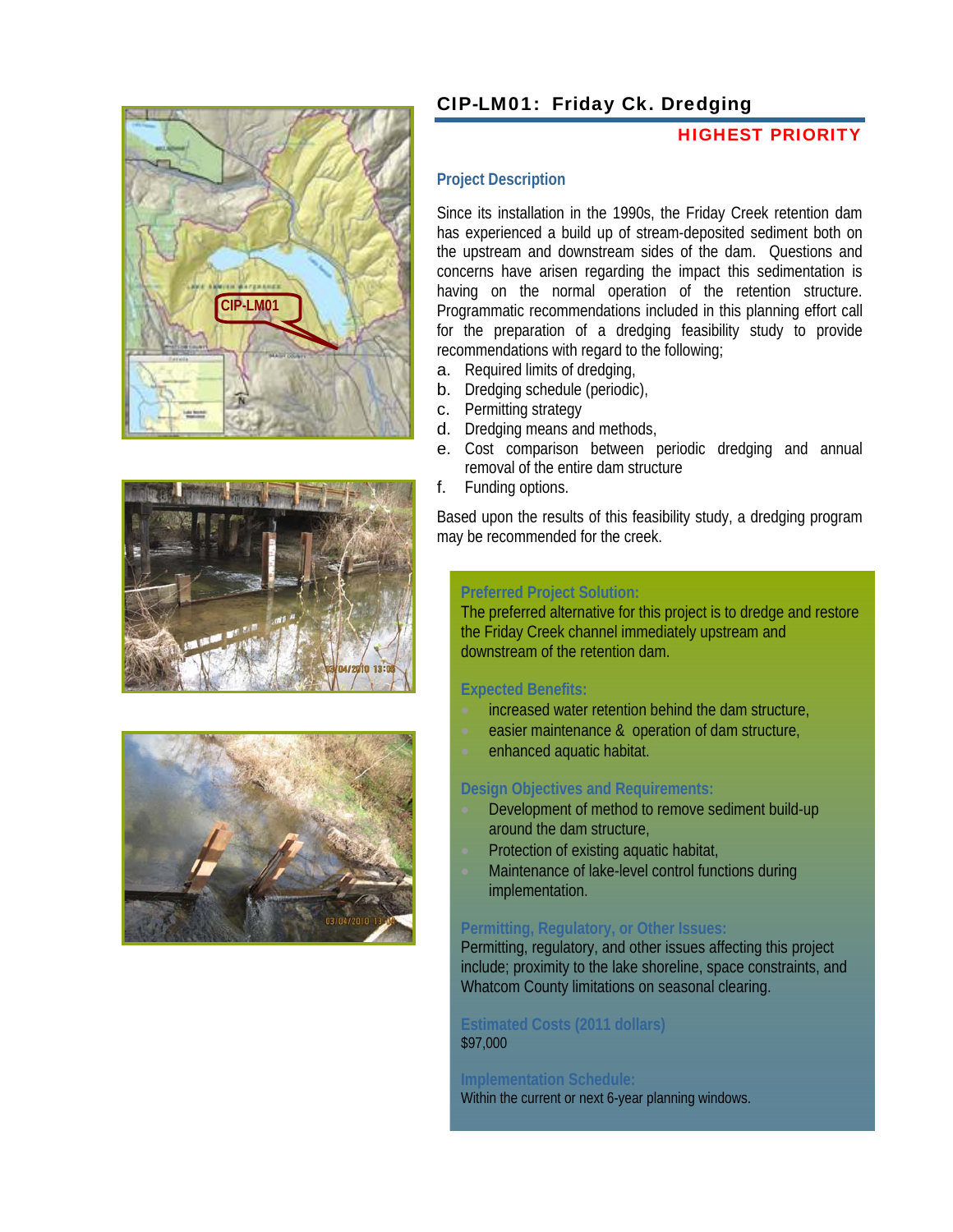## CIP-LM01: Friday Ck. Dredging

**HIGHEST PRIORITY**

### Project Description

Since its installation in the 1990s, the Friday Creek retention dam has experienced a build up of stream-deposited sediment both on the upstream and downstream sides of the dam. Questions and concerns have arisen regarding the impact this sedimentation is having on the normal operation of the retention structure. Programmatic recommendations included in this planning effort call for the preparation of a dredging feasibility study to provide recommendations with regard to the following;

a. Required limits of dredging,
b. Dredging schedule (periodic),
c. Permitting strategy
d. Dredging means and methods,
e. Cost comparison between periodic dredging and annual removal of the entire dam structure
f. Funding options.

Based upon the results of this feasibility study, a dredging program may be recommended for the creek.

**Preferred Project Solution:**

The preferred alternative for this project is to dredge and restore the Friday Creek channel immediately upstream and downstream of the retention dam.

**Expected Benefits:**

- increased water retention behind the dam structure,
- easier maintenance & operation of dam structure,
- enhanced aquatic habitat.

**Design Objectives and Requirements:**

- Development of method to remove sediment build-up around the dam structure,
- Protection of existing aquatic habitat,
- Maintenance of lake-level control functions during implementation.

**Permitting, Regulatory, or Other Issues:**

Permitting, regulatory, and other issues affecting this project include; proximity to the lake shoreline, space constraints, and Whatcom County limitations on seasonal clearing.

**Estimated Costs (2011 dollars)**

$97,000

**Implementation Schedule:**

Within the current or next 6-year planning windows.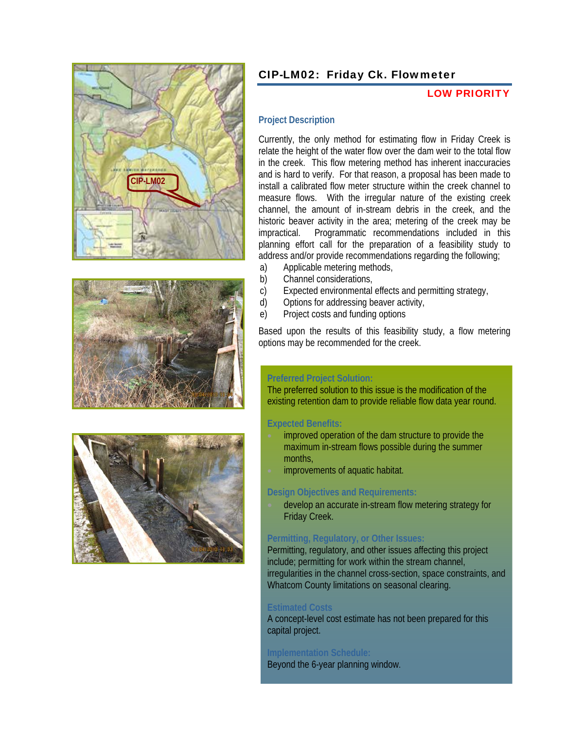## CIP-LM02: Friday Ck. Flowmeter

**LOW PRIORITY**

### Project Description

Currently, the only method for estimating flow in Friday Creek is relate the height of the water flow over the dam weir to the total flow in the creek. This flow metering method has inherent inaccuracies and is hard to verify. For that reason, a proposal has been made to install a calibrated flow meter structure within the creek channel to measure flows. With the irregular nature of the existing creek channel, the amount of in-stream debris in the creek, and the historic beaver activity in the area; metering of the creek may be impractical. Programmatic recommendations included in this planning effort call for the preparation of a feasibility study to address and/or provide recommendations regarding the following;

a) Applicable metering methods,
b) Channel considerations,
c) Expected environmental effects and permitting strategy,
d) Options for addressing beaver activity,
e) Project costs and funding options

Based upon the results of this feasibility study, a flow metering options may be recommended for the creek.

### Preferred Project Solution:

The preferred solution to this issue is the modification of the existing retention dam to provide reliable flow data year round.

### Expected Benefits:

- improved operation of the dam structure to provide the maximum in-stream flows possible during the summer months,
- improvements of aquatic habitat.

### Design Objectives and Requirements:

- develop an accurate in-stream flow metering strategy for Friday Creek.

### Permitting, Regulatory, or Other Issues:

Permitting, regulatory, and other issues affecting this project include; permitting for work within the stream channel, irregularities in the channel cross-section, space constraints, and Whatcom County limitations on seasonal clearing.

### Estimated Costs

A concept-level cost estimate has not been prepared for this capital project.

### Implementation Schedule:

Beyond the 6-year planning window.